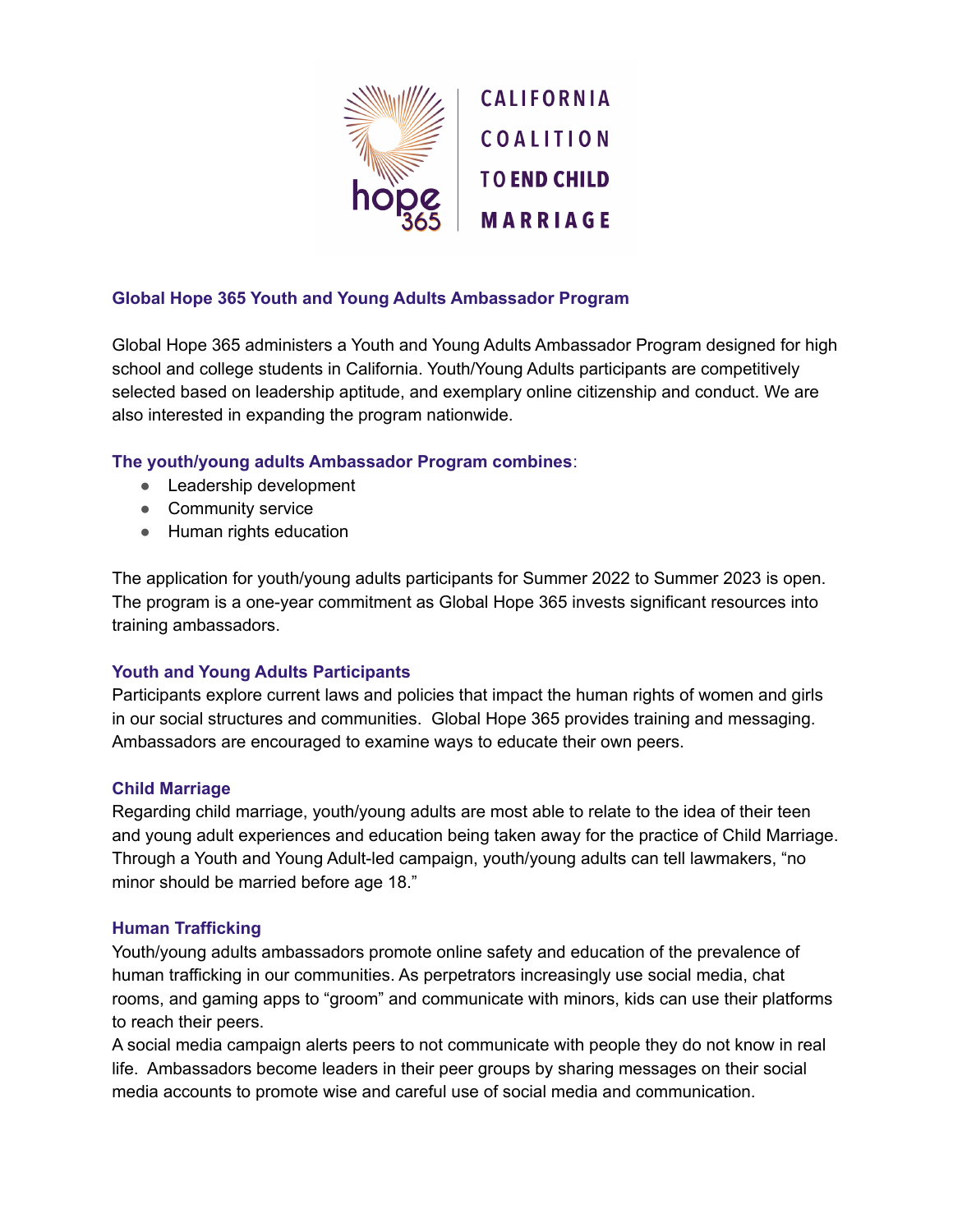hope 365 | CALIFORNIA COALITION TO END CHILD MARRIAGE

## Global Hope 365 Youth and Young Adults Ambassador Program

Global Hope 365 administers a Youth and Young Adults Ambassador Program designed for high school and college students in California. Youth/Young Adults participants are competitively selected based on leadership aptitude, and exemplary online citizenship and conduct. We are also interested in expanding the program nationwide.

### The youth/young adults Ambassador Program combines:

- Leadership development
- Community service
- Human rights education

The application for youth/young adults participants for Summer 2022 to Summer 2023 is open. The program is a one-year commitment as Global Hope 365 invests significant resources into training ambassadors.

### Youth and Young Adults Participants

Participants explore current laws and policies that impact the human rights of women and girls in our social structures and communities. Global Hope 365 provides training and messaging. Ambassadors are encouraged to examine ways to educate their own peers.

### Child Marriage

Regarding child marriage, youth/young adults are most able to relate to the idea of their teen and young adult experiences and education being taken away for the practice of Child Marriage. Through a Youth and Young Adult-led campaign, youth/young adults can tell lawmakers, "no minor should be married before age 18."

### Human Trafficking

Youth/young adults ambassadors promote online safety and education of the prevalence of human trafficking in our communities. As perpetrators increasingly use social media, chat rooms, and gaming apps to "groom" and communicate with minors, kids can use their platforms to reach their peers.

A social media campaign alerts peers to not communicate with people they do not know in real life. Ambassadors become leaders in their peer groups by sharing messages on their social media accounts to promote wise and careful use of social media and communication.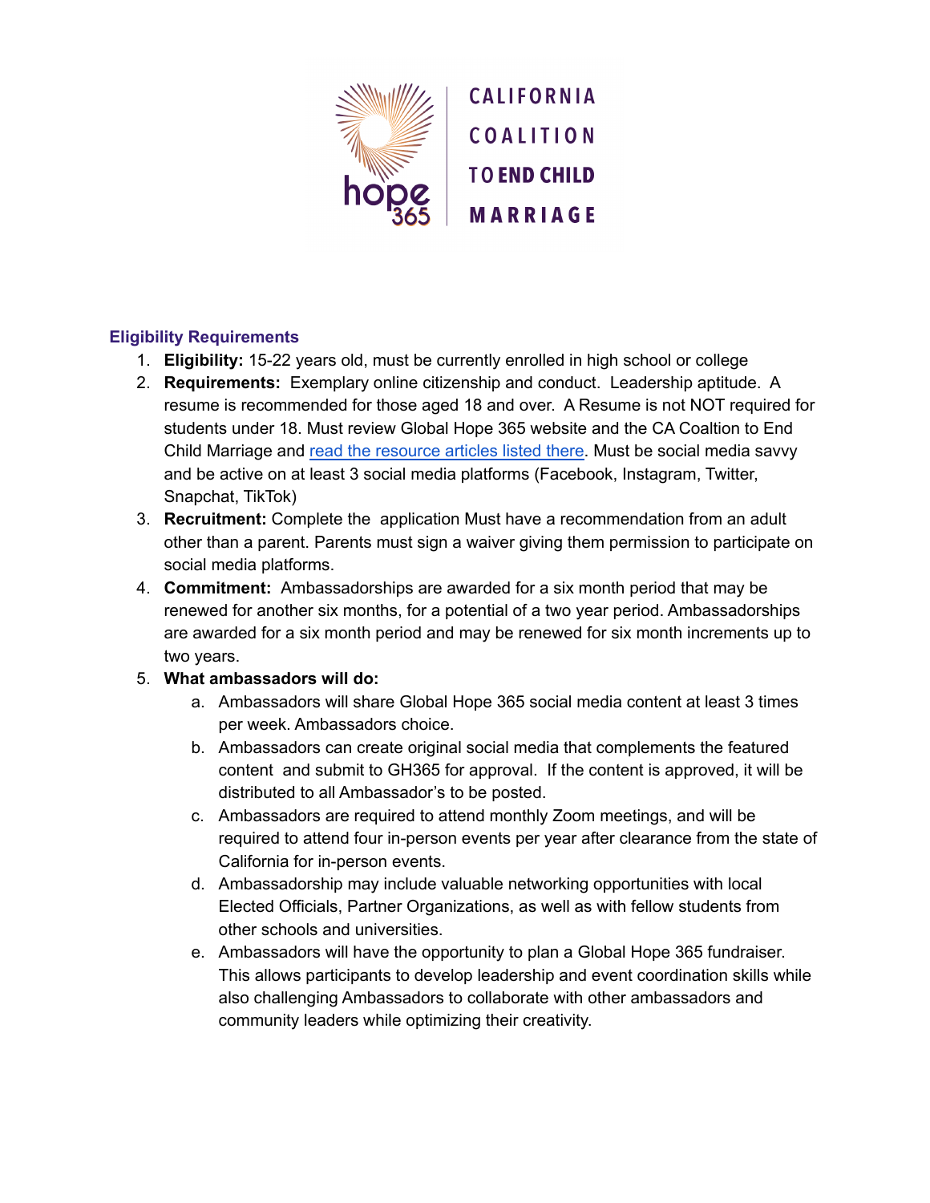## Eligibility Requirements

1. **Eligibility:** 15-22 years old, must be currently enrolled in high school or college
2. **Requirements:** Exemplary online citizenship and conduct. Leadership aptitude. A resume is recommended for those aged 18 and over. A Resume is not NOT required for students under 18. Must review Global Hope 365 website and the CA Coaltion to End Child Marriage and [read the resource articles listed there](). Must be social media savvy and be active on at least 3 social media platforms (Facebook, Instagram, Twitter, Snapchat, TikTok)
3. **Recruitment:** Complete the application Must have a recommendation from an adult other than a parent. Parents must sign a waiver giving them permission to participate on social media platforms.
4. **Commitment:** Ambassadorships are awarded for a six month period that may be renewed for another six months, for a potential of a two year period. Ambassadorships are awarded for a six month period and may be renewed for six month increments up to two years.
5. **What ambassadors will do:**
    a. Ambassadors will share Global Hope 365 social media content at least 3 times per week. Ambassadors choice.
    b. Ambassadors can create original social media that complements the featured content and submit to GH365 for approval. If the content is approved, it will be distributed to all Ambassador's to be posted.
    c. Ambassadors are required to attend monthly Zoom meetings, and will be required to attend four in-person events per year after clearance from the state of California for in-person events.
    d. Ambassadorship may include valuable networking opportunities with local Elected Officials, Partner Organizations, as well as with fellow students from other schools and universities.
    e. Ambassadors will have the opportunity to plan a Global Hope 365 fundraiser. This allows participants to develop leadership and event coordination skills while also challenging Ambassadors to collaborate with other ambassadors and community leaders while optimizing their creativity.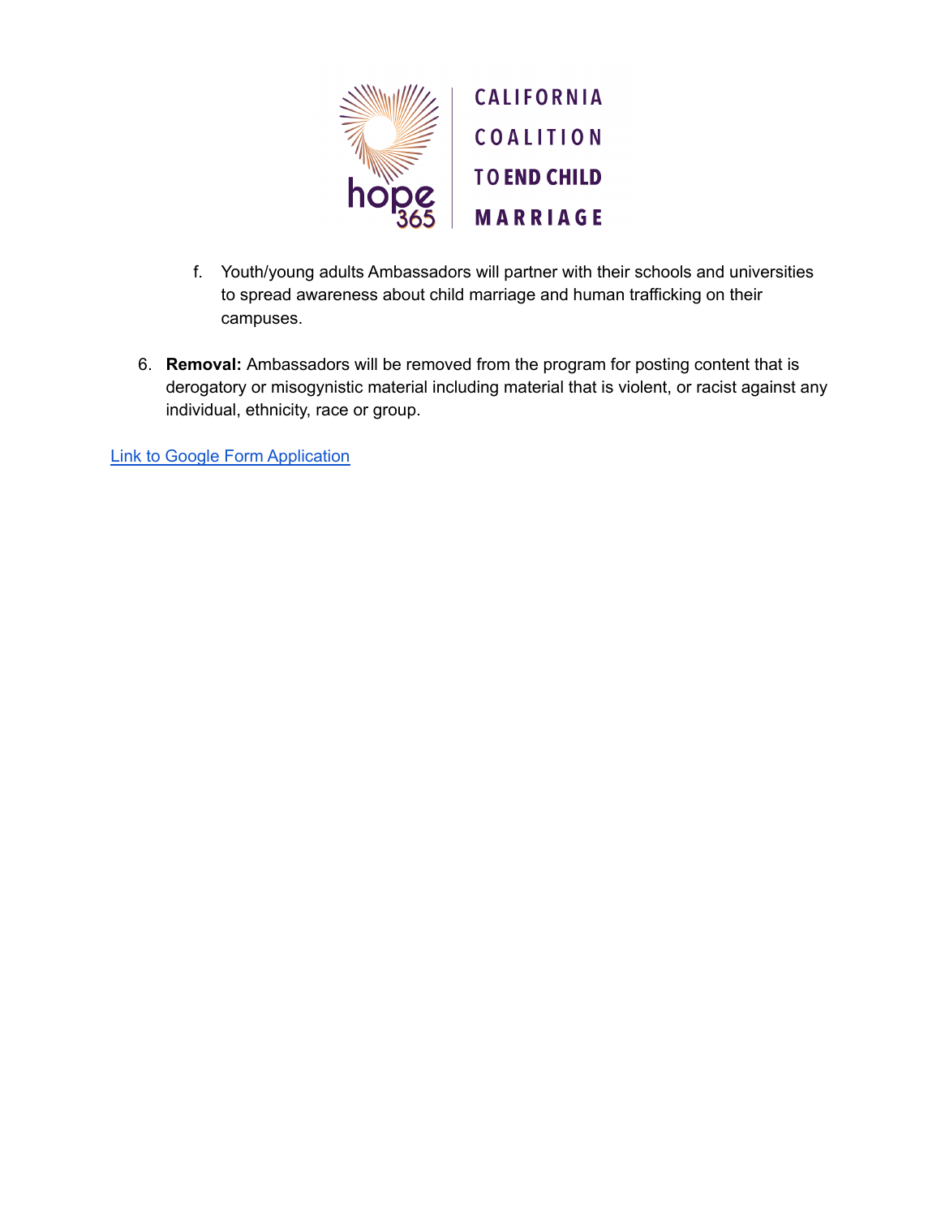CALIFORNIA COALITION TO END CHILD MARRIAGE

   f. Youth/young adults Ambassadors will partner with their schools and universities to spread awareness about child marriage and human trafficking on their campuses.

6. **Removal:** Ambassadors will be removed from the program for posting content that is derogatory or misogynistic material including material that is violent, or racist against any individual, ethnicity, race or group.

Link to Google Form Application